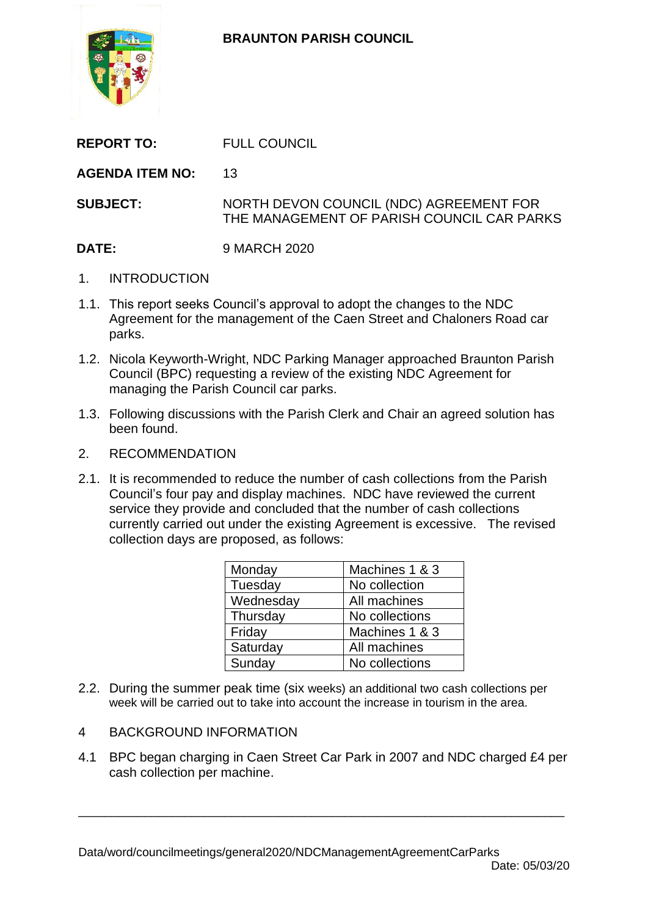**BRAUNTON PARISH COUNCIL**

**REPORT TO:** FULL COUNCIL

**AGENDA ITEM NO:** 13

**SUBJECT:** NORTH DEVON COUNCIL (NDC) AGREEMENT FOR THE MANAGEMENT OF PARISH COUNCIL CAR PARKS

**DATE:** 9 MARCH 2020

1. INTRODUCTION

1.1. This report seeks Council's approval to adopt the changes to the NDC Agreement for the management of the Caen Street and Chaloners Road car parks.

1.2. Nicola Keyworth-Wright, NDC Parking Manager approached Braunton Parish Council (BPC) requesting a review of the existing NDC Agreement for managing the Parish Council car parks.

1.3. Following discussions with the Parish Clerk and Chair an agreed solution has been found.

2. RECOMMENDATION

2.1. It is recommended to reduce the number of cash collections from the Parish Council's four pay and display machines. NDC have reviewed the current service they provide and concluded that the number of cash collections currently carried out under the existing Agreement is excessive. The revised collection days are proposed, as follows:

| | |
|---|---|
| Monday | Machines 1 & 3 |
| Tuesday | No collection |
| Wednesday | All machines |
| Thursday | No collections |
| Friday | Machines 1 & 3 |
| Saturday | All machines |
| Sunday | No collections |

2.2. During the summer peak time (six weeks) an additional two cash collections per week will be carried out to take into account the increase in tourism in the area.

4 BACKGROUND INFORMATION

4.1 BPC began charging in Caen Street Car Park in 2007 and NDC charged £4 per cash collection per machine.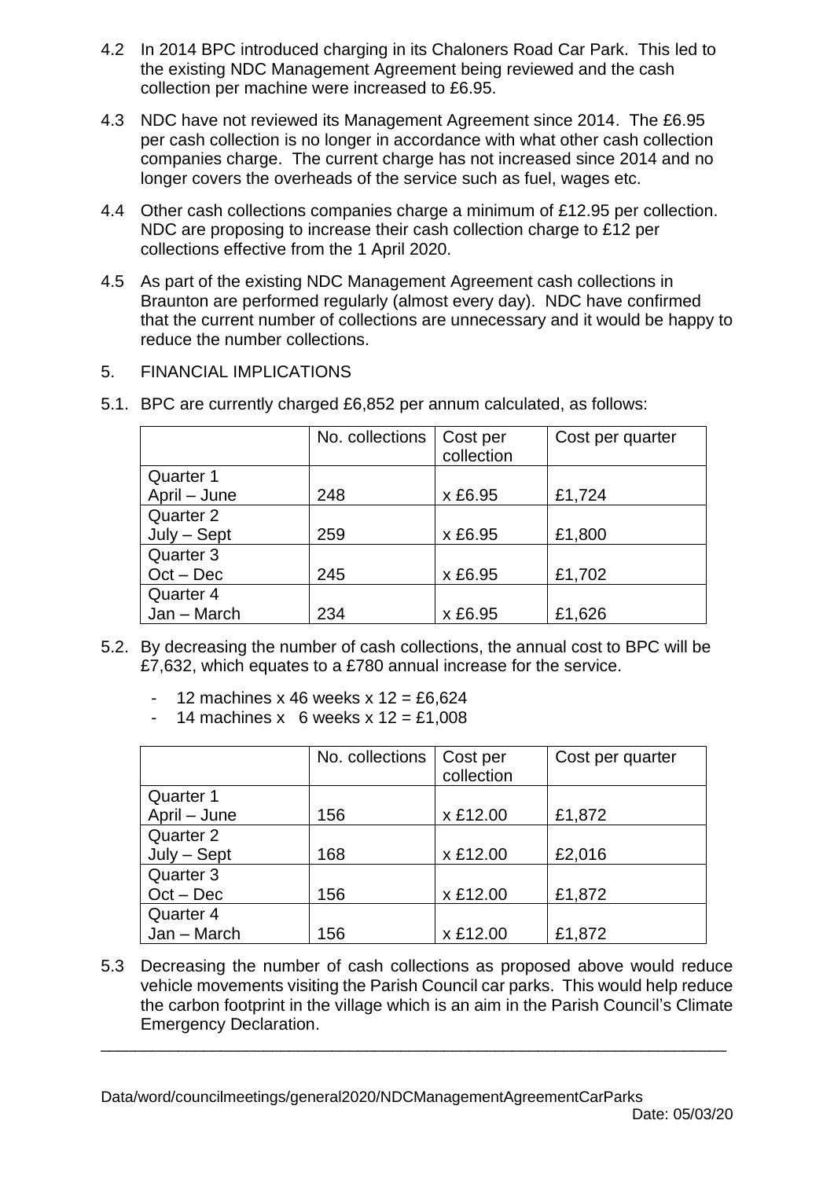4.2 In 2014 BPC introduced charging in its Chaloners Road Car Park. This led to the existing NDC Management Agreement being reviewed and the cash collection per machine were increased to £6.95.

4.3 NDC have not reviewed its Management Agreement since 2014. The £6.95 per cash collection is no longer in accordance with what other cash collection companies charge. The current charge has not increased since 2014 and no longer covers the overheads of the service such as fuel, wages etc.

4.4 Other cash collections companies charge a minimum of £12.95 per collection. NDC are proposing to increase their cash collection charge to £12 per collections effective from the 1 April 2020.

4.5 As part of the existing NDC Management Agreement cash collections in Braunton are performed regularly (almost every day). NDC have confirmed that the current number of collections are unnecessary and it would be happy to reduce the number collections.

5. FINANCIAL IMPLICATIONS

5.1. BPC are currently charged £6,852 per annum calculated, as follows:

| | No. collections | Cost per collection | Cost per quarter |
|---|---|---|---|
| Quarter 1 April – June | 248 | x £6.95 | £1,724 |
| Quarter 2 July – Sept | 259 | x £6.95 | £1,800 |
| Quarter 3 Oct – Dec | 245 | x £6.95 | £1,702 |
| Quarter 4 Jan – March | 234 | x £6.95 | £1,626 |

5.2. By decreasing the number of cash collections, the annual cost to BPC will be £7,632, which equates to a £780 annual increase for the service.

- 12 machines x 46 weeks x 12 = £6,624
- 14 machines x 6 weeks x 12 = £1,008

| | No. collections | Cost per collection | Cost per quarter |
|---|---|---|---|
| Quarter 1 April – June | 156 | x £12.00 | £1,872 |
| Quarter 2 July – Sept | 168 | x £12.00 | £2,016 |
| Quarter 3 Oct – Dec | 156 | x £12.00 | £1,872 |
| Quarter 4 Jan – March | 156 | x £12.00 | £1,872 |

5.3 Decreasing the number of cash collections as proposed above would reduce vehicle movements visiting the Parish Council car parks. This would help reduce the carbon footprint in the village which is an aim in the Parish Council's Climate Emergency Declaration.

---

Data/word/councilmeetings/general2020/NDCManagementAgreementCarParks

Date: 05/03/20